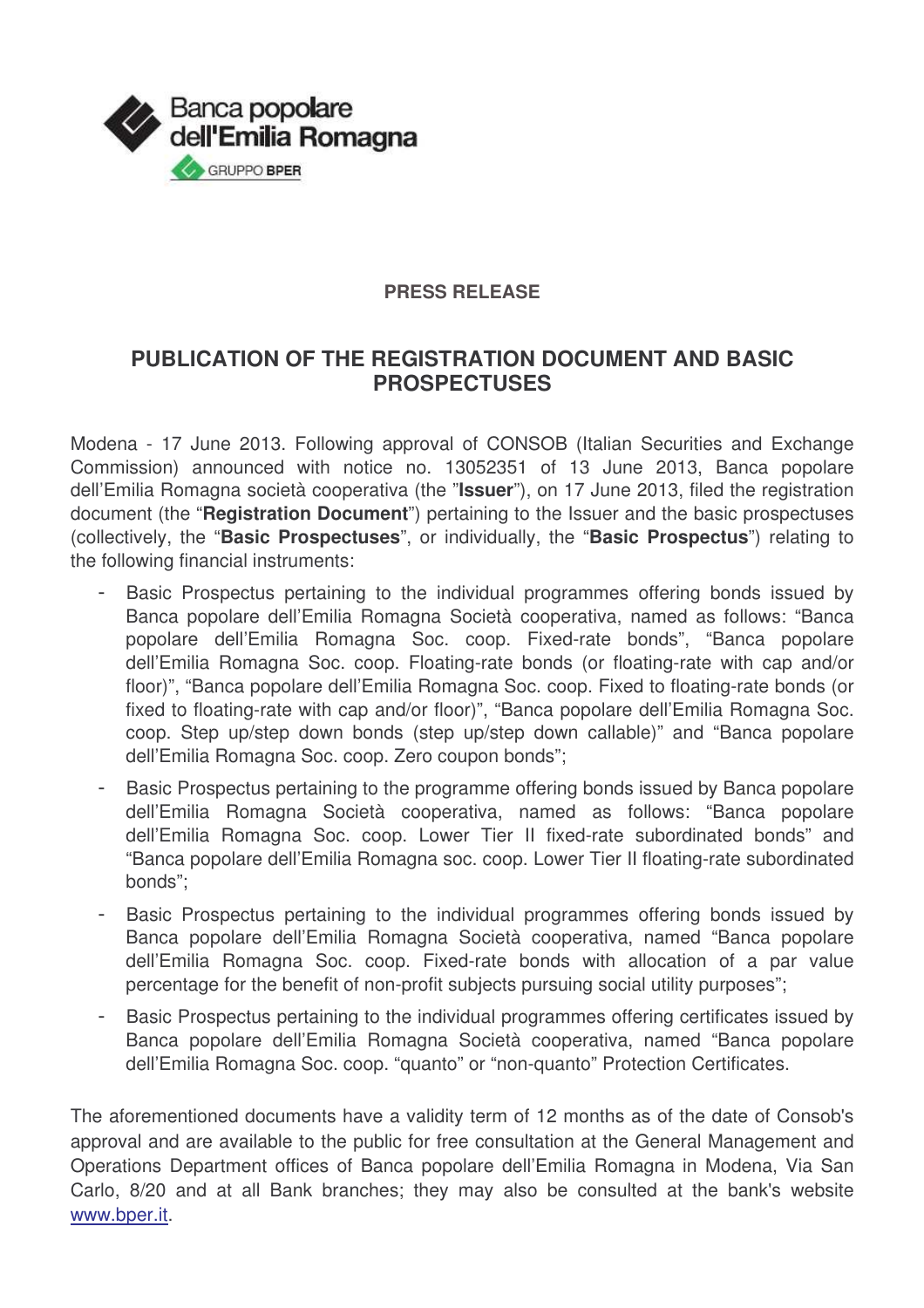Banca popolare dell'Emilia Romagna

GRUPPO BPER

**PRESS RELEASE**

# PUBLICATION OF THE REGISTRATION DOCUMENT AND BASIC PROSPECTUSES

Modena - 17 June 2013. Following approval of CONSOB (Italian Securities and Exchange Commission) announced with notice no. 13052351 of 13 June 2013, Banca popolare dell'Emilia Romagna società cooperativa (the "**Issuer**"), on 17 June 2013, filed the registration document (the "**Registration Document**") pertaining to the Issuer and the basic prospectuses (collectively, the "**Basic Prospectuses**", or individually, the "**Basic Prospectus**") relating to the following financial instruments:

- Basic Prospectus pertaining to the individual programmes offering bonds issued by Banca popolare dell'Emilia Romagna Società cooperativa, named as follows: "Banca popolare dell'Emilia Romagna Soc. coop. Fixed-rate bonds", "Banca popolare dell'Emilia Romagna Soc. coop. Floating-rate bonds (or floating-rate with cap and/or floor)", "Banca popolare dell'Emilia Romagna Soc. coop. Fixed to floating-rate bonds (or fixed to floating-rate with cap and/or floor)", "Banca popolare dell'Emilia Romagna Soc. coop. Step up/step down bonds (step up/step down callable)" and "Banca popolare dell'Emilia Romagna Soc. coop. Zero coupon bonds";
- Basic Prospectus pertaining to the programme offering bonds issued by Banca popolare dell'Emilia Romagna Società cooperativa, named as follows: "Banca popolare dell'Emilia Romagna Soc. coop. Lower Tier II fixed-rate subordinated bonds" and "Banca popolare dell'Emilia Romagna soc. coop. Lower Tier II floating-rate subordinated bonds";
- Basic Prospectus pertaining to the individual programmes offering bonds issued by Banca popolare dell'Emilia Romagna Società cooperativa, named "Banca popolare dell'Emilia Romagna Soc. coop. Fixed-rate bonds with allocation of a par value percentage for the benefit of non-profit subjects pursuing social utility purposes";
- Basic Prospectus pertaining to the individual programmes offering certificates issued by Banca popolare dell'Emilia Romagna Società cooperativa, named "Banca popolare dell'Emilia Romagna Soc. coop. "quanto" or "non-quanto" Protection Certificates.

The aforementioned documents have a validity term of 12 months as of the date of Consob's approval and are available to the public for free consultation at the General Management and Operations Department offices of Banca popolare dell'Emilia Romagna in Modena, Via San Carlo, 8/20 and at all Bank branches; they may also be consulted at the bank's website www.bper.it.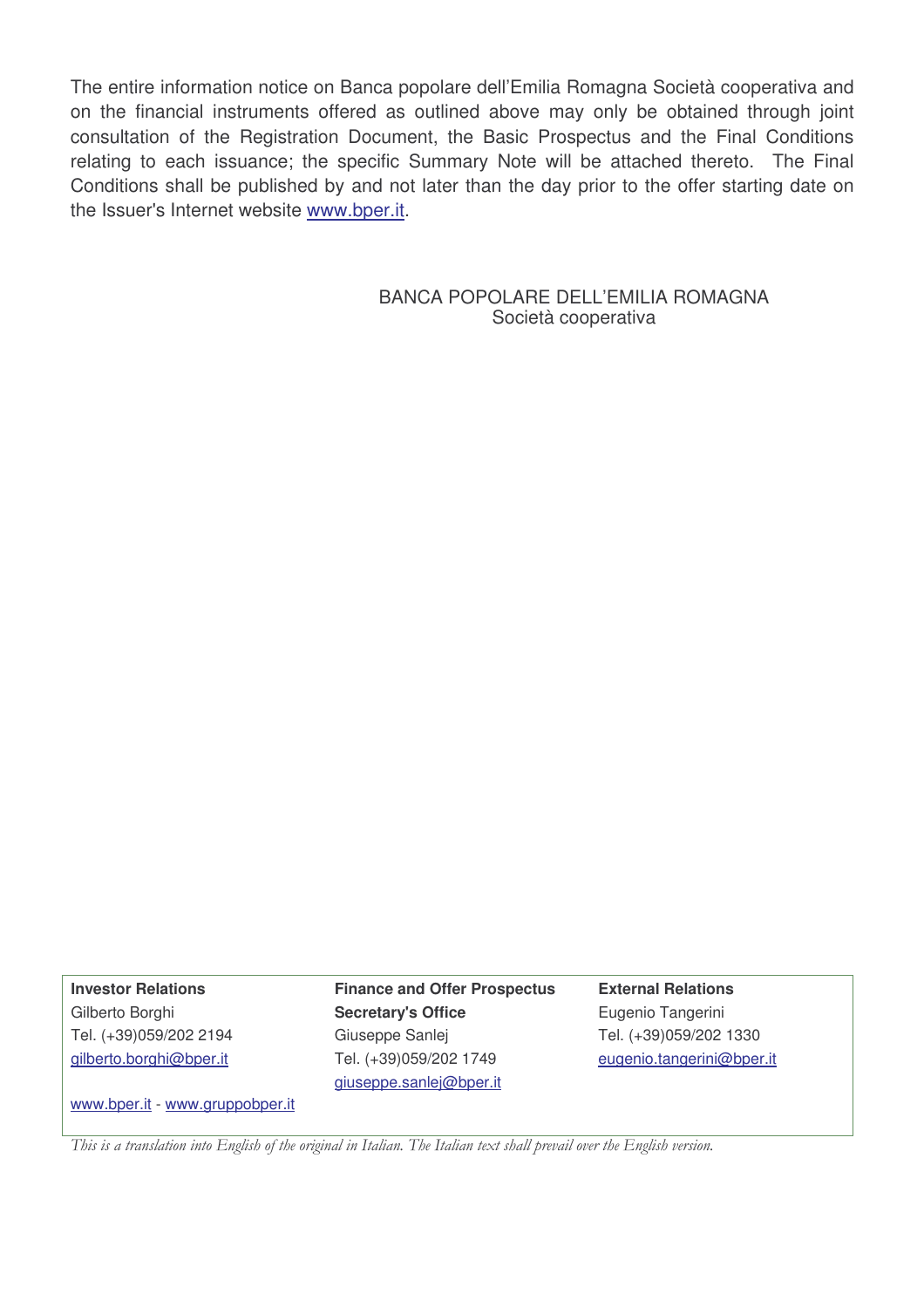The entire information notice on Banca popolare dell'Emilia Romagna Società cooperativa and on the financial instruments offered as outlined above may only be obtained through joint consultation of the Registration Document, the Basic Prospectus and the Final Conditions relating to each issuance; the specific Summary Note will be attached thereto. The Final Conditions shall be published by and not later than the day prior to the offer starting date on the Issuer's Internet website www.bper.it.

BANCA POPOLARE DELL'EMILIA ROMAGNA
Società cooperativa

| | | |
|---|---|---|
| **Investor Relations** | **Finance and Offer Prospectus Secretary's Office** | **External Relations** |
| Gilberto Borghi | Giuseppe Sanlej | Eugenio Tangerini |
| Tel. (+39)059/202 2194 | Tel. (+39)059/202 1749 | Tel. (+39)059/202 1330 |
| gilberto.borghi@bper.it | giuseppe.sanlej@bper.it | eugenio.tangerini@bper.it |

www.bper.it - www.gruppobper.it

*This is a translation into English of the original in Italian. The Italian text shall prevail over the English version.*